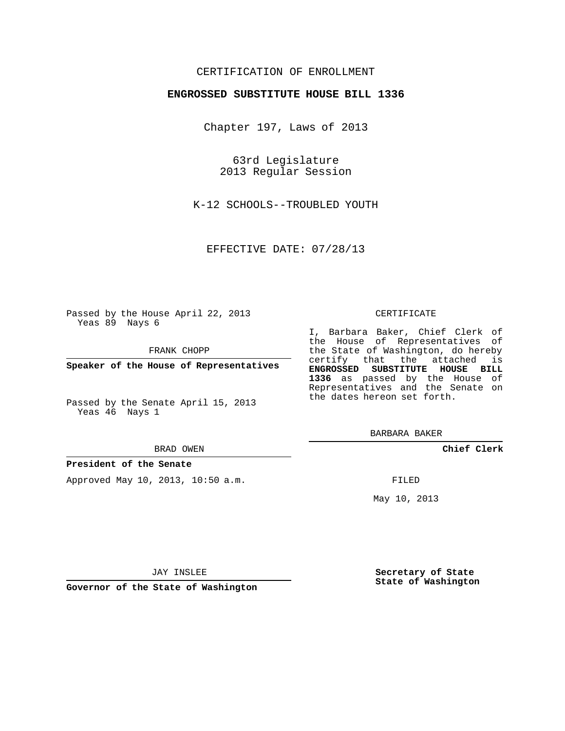CERTIFICATION OF ENROLLMENT

**ENGROSSED SUBSTITUTE HOUSE BILL 1336**

Chapter 197, Laws of 2013

63rd Legislature
2013 Regular Session

K-12 SCHOOLS--TROUBLED YOUTH

EFFECTIVE DATE: 07/28/13

Passed by the House April 22, 2013
Yeas 89 Nays 6

FRANK CHOPP

**Speaker of the House of Representatives**

Passed by the Senate April 15, 2013
Yeas 46 Nays 1

BRAD OWEN

**President of the Senate**

Approved May 10, 2013, 10:50 a.m.

JAY INSLEE

**Governor of the State of Washington**

CERTIFICATE

I, Barbara Baker, Chief Clerk of the House of Representatives of the State of Washington, do hereby certify that the attached is **ENGROSSED SUBSTITUTE HOUSE BILL 1336** as passed by the House of Representatives and the Senate on the dates hereon set forth.

BARBARA BAKER

**Chief Clerk**

FILED

May 10, 2013

**Secretary of State**
**State of Washington**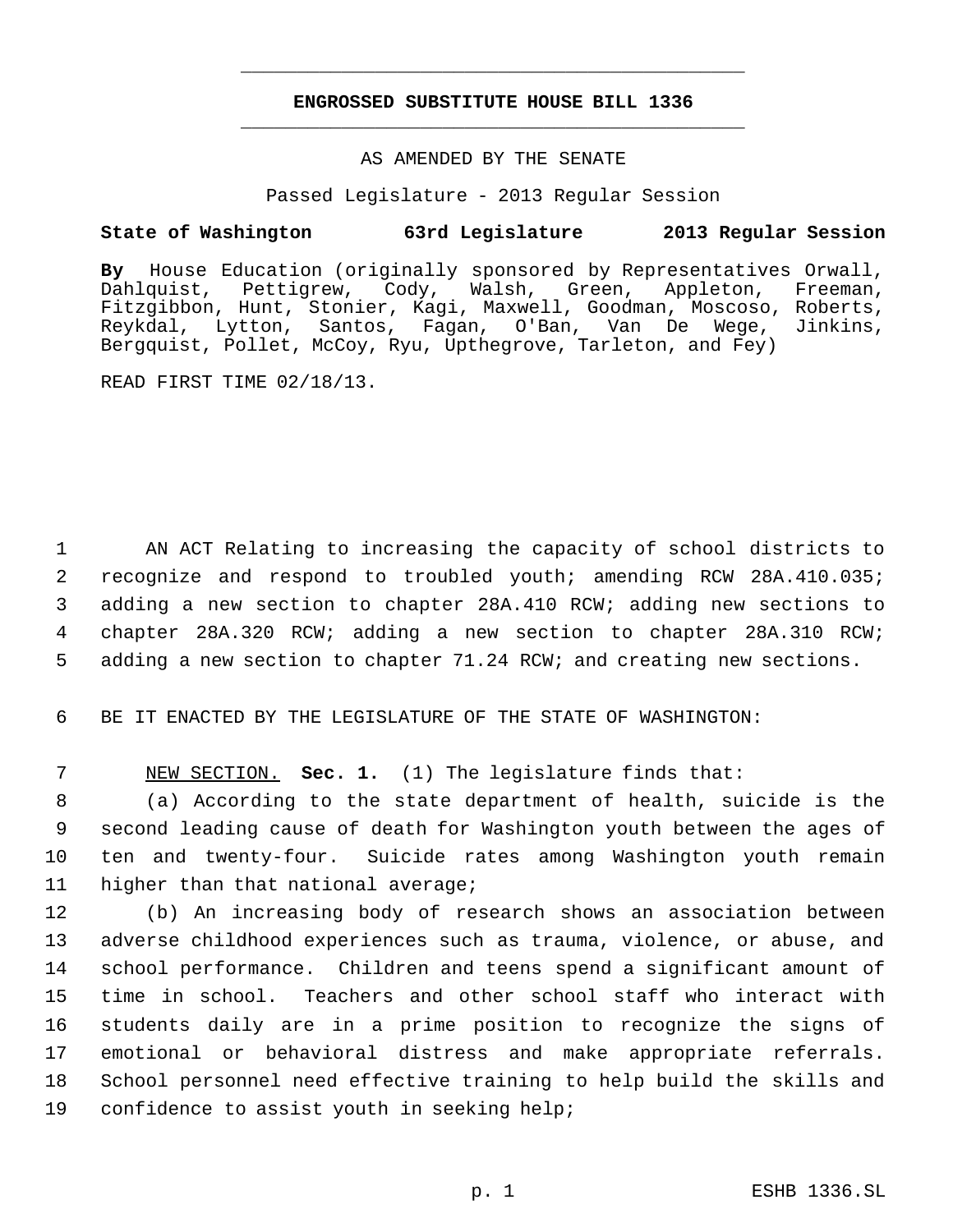**ENGROSSED SUBSTITUTE HOUSE BILL 1336**

AS AMENDED BY THE SENATE

Passed Legislature - 2013 Regular Session

**State of Washington 63rd Legislature 2013 Regular Session**

**By** House Education (originally sponsored by Representatives Orwall, Dahlquist, Pettigrew, Cody, Walsh, Green, Appleton, Freeman, Fitzgibbon, Hunt, Stonier, Kagi, Maxwell, Goodman, Moscoso, Roberts, Reykdal, Lytton, Santos, Fagan, O'Ban, Van De Wege, Jinkins, Bergquist, Pollet, McCoy, Ryu, Upthegrove, Tarleton, and Fey)

READ FIRST TIME 02/18/13.

AN ACT Relating to increasing the capacity of school districts to recognize and respond to troubled youth; amending RCW 28A.410.035; adding a new section to chapter 28A.410 RCW; adding new sections to chapter 28A.320 RCW; adding a new section to chapter 28A.310 RCW; adding a new section to chapter 71.24 RCW; and creating new sections.

BE IT ENACTED BY THE LEGISLATURE OF THE STATE OF WASHINGTON:

NEW SECTION. **Sec. 1.** (1) The legislature finds that:

(a) According to the state department of health, suicide is the second leading cause of death for Washington youth between the ages of ten and twenty-four. Suicide rates among Washington youth remain higher than that national average;

(b) An increasing body of research shows an association between adverse childhood experiences such as trauma, violence, or abuse, and school performance. Children and teens spend a significant amount of time in school. Teachers and other school staff who interact with students daily are in a prime position to recognize the signs of emotional or behavioral distress and make appropriate referrals. School personnel need effective training to help build the skills and confidence to assist youth in seeking help;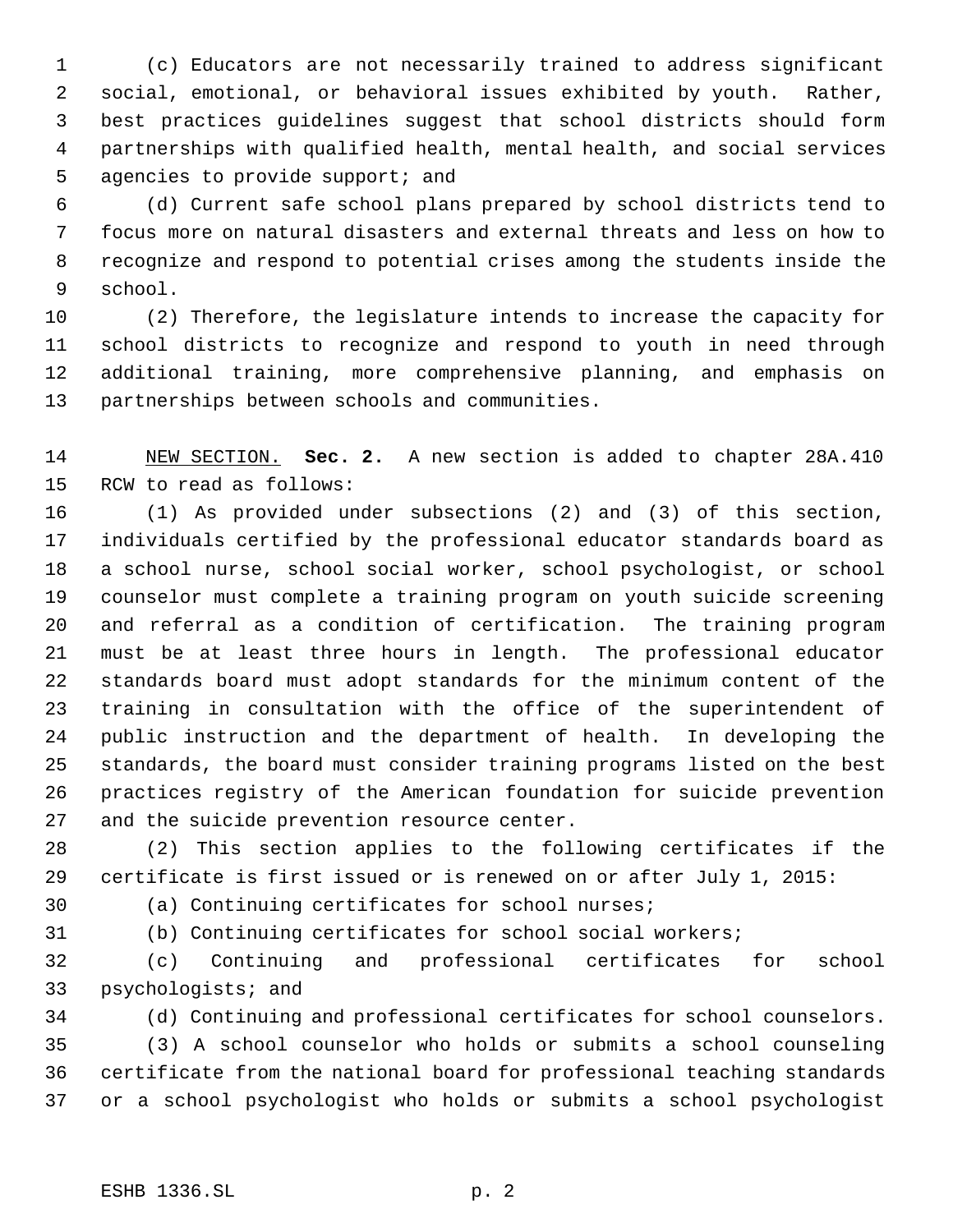(c) Educators are not necessarily trained to address significant social, emotional, or behavioral issues exhibited by youth. Rather, best practices guidelines suggest that school districts should form partnerships with qualified health, mental health, and social services agencies to provide support; and

(d) Current safe school plans prepared by school districts tend to focus more on natural disasters and external threats and less on how to recognize and respond to potential crises among the students inside the school.

(2) Therefore, the legislature intends to increase the capacity for school districts to recognize and respond to youth in need through additional training, more comprehensive planning, and emphasis on partnerships between schools and communities.

NEW SECTION. **Sec. 2.** A new section is added to chapter 28A.410 RCW to read as follows:

(1) As provided under subsections (2) and (3) of this section, individuals certified by the professional educator standards board as a school nurse, school social worker, school psychologist, or school counselor must complete a training program on youth suicide screening and referral as a condition of certification. The training program must be at least three hours in length. The professional educator standards board must adopt standards for the minimum content of the training in consultation with the office of the superintendent of public instruction and the department of health. In developing the standards, the board must consider training programs listed on the best practices registry of the American foundation for suicide prevention and the suicide prevention resource center.

(2) This section applies to the following certificates if the certificate is first issued or is renewed on or after July 1, 2015:

(a) Continuing certificates for school nurses;

(b) Continuing certificates for school social workers;

(c) Continuing and professional certificates for school psychologists; and

(d) Continuing and professional certificates for school counselors.

(3) A school counselor who holds or submits a school counseling certificate from the national board for professional teaching standards or a school psychologist who holds or submits a school psychologist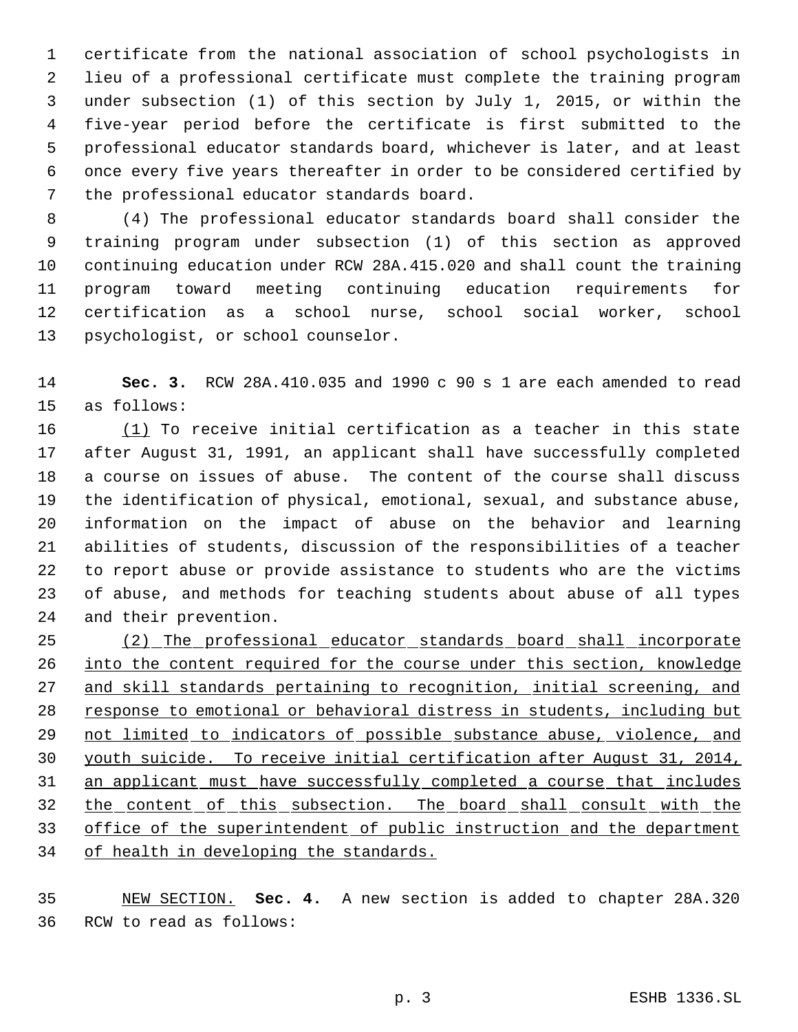certificate from the national association of school psychologists in lieu of a professional certificate must complete the training program under subsection (1) of this section by July 1, 2015, or within the five-year period before the certificate is first submitted to the professional educator standards board, whichever is later, and at least once every five years thereafter in order to be considered certified by the professional educator standards board.

(4) The professional educator standards board shall consider the training program under subsection (1) of this section as approved continuing education under RCW 28A.415.020 and shall count the training program toward meeting continuing education requirements for certification as a school nurse, school social worker, school psychologist, or school counselor.

**Sec. 3.** RCW 28A.410.035 and 1990 c 90 s 1 are each amended to read as follows:

(1) To receive initial certification as a teacher in this state after August 31, 1991, an applicant shall have successfully completed a course on issues of abuse. The content of the course shall discuss the identification of physical, emotional, sexual, and substance abuse, information on the impact of abuse on the behavior and learning abilities of students, discussion of the responsibilities of a teacher to report abuse or provide assistance to students who are the victims of abuse, and methods for teaching students about abuse of all types and their prevention.

(2) The professional educator standards board shall incorporate into the content required for the course under this section, knowledge and skill standards pertaining to recognition, initial screening, and response to emotional or behavioral distress in students, including but not limited to indicators of possible substance abuse, violence, and youth suicide. To receive initial certification after August 31, 2014, an applicant must have successfully completed a course that includes the content of this subsection. The board shall consult with the office of the superintendent of public instruction and the department of health in developing the standards.

NEW SECTION. **Sec. 4.** A new section is added to chapter 28A.320 RCW to read as follows: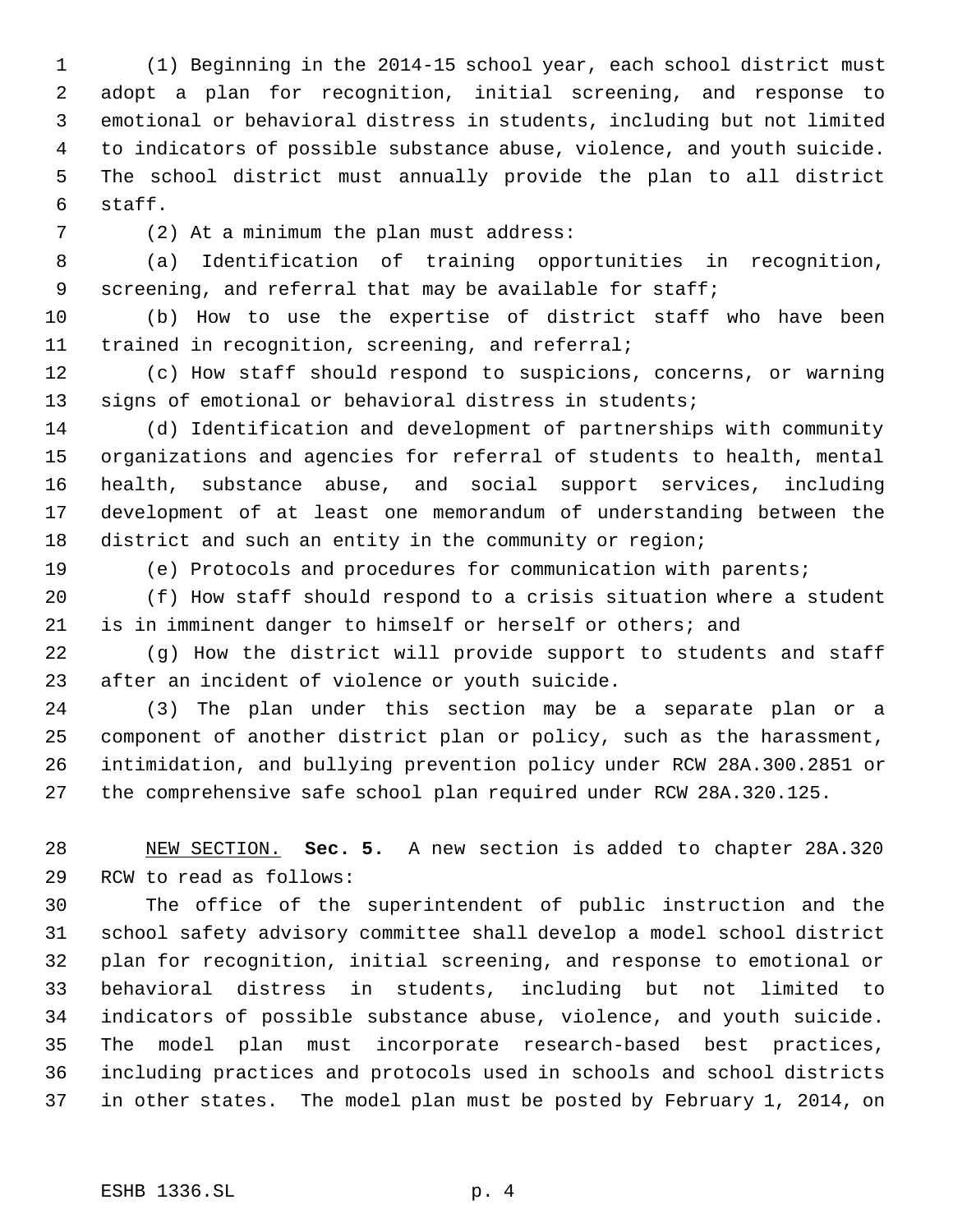(1) Beginning in the 2014-15 school year, each school district must adopt a plan for recognition, initial screening, and response to emotional or behavioral distress in students, including but not limited to indicators of possible substance abuse, violence, and youth suicide. The school district must annually provide the plan to all district staff.

(2) At a minimum the plan must address:

(a) Identification of training opportunities in recognition, screening, and referral that may be available for staff;

(b) How to use the expertise of district staff who have been trained in recognition, screening, and referral;

(c) How staff should respond to suspicions, concerns, or warning signs of emotional or behavioral distress in students;

(d) Identification and development of partnerships with community organizations and agencies for referral of students to health, mental health, substance abuse, and social support services, including development of at least one memorandum of understanding between the district and such an entity in the community or region;

(e) Protocols and procedures for communication with parents;

(f) How staff should respond to a crisis situation where a student is in imminent danger to himself or herself or others; and

(g) How the district will provide support to students and staff after an incident of violence or youth suicide.

(3) The plan under this section may be a separate plan or a component of another district plan or policy, such as the harassment, intimidation, and bullying prevention policy under RCW 28A.300.2851 or the comprehensive safe school plan required under RCW 28A.320.125.

NEW SECTION. **Sec. 5.** A new section is added to chapter 28A.320 RCW to read as follows:

The office of the superintendent of public instruction and the school safety advisory committee shall develop a model school district plan for recognition, initial screening, and response to emotional or behavioral distress in students, including but not limited to indicators of possible substance abuse, violence, and youth suicide. The model plan must incorporate research-based best practices, including practices and protocols used in schools and school districts in other states. The model plan must be posted by February 1, 2014, on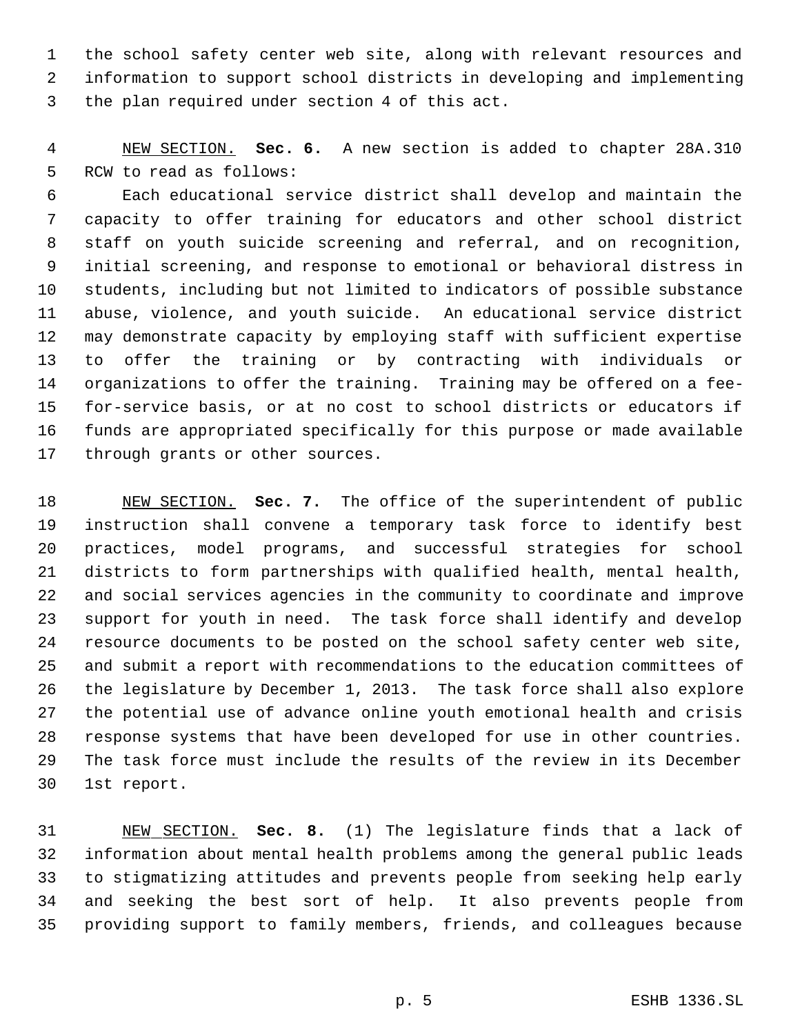the school safety center web site, along with relevant resources and information to support school districts in developing and implementing the plan required under section 4 of this act.

NEW SECTION. **Sec. 6.** A new section is added to chapter 28A.310 RCW to read as follows:

Each educational service district shall develop and maintain the capacity to offer training for educators and other school district staff on youth suicide screening and referral, and on recognition, initial screening, and response to emotional or behavioral distress in students, including but not limited to indicators of possible substance abuse, violence, and youth suicide. An educational service district may demonstrate capacity by employing staff with sufficient expertise to offer the training or by contracting with individuals or organizations to offer the training. Training may be offered on a fee-for-service basis, or at no cost to school districts or educators if funds are appropriated specifically for this purpose or made available through grants or other sources.

NEW SECTION. **Sec. 7.** The office of the superintendent of public instruction shall convene a temporary task force to identify best practices, model programs, and successful strategies for school districts to form partnerships with qualified health, mental health, and social services agencies in the community to coordinate and improve support for youth in need. The task force shall identify and develop resource documents to be posted on the school safety center web site, and submit a report with recommendations to the education committees of the legislature by December 1, 2013. The task force shall also explore the potential use of advance online youth emotional health and crisis response systems that have been developed for use in other countries. The task force must include the results of the review in its December 1st report.

NEW SECTION. **Sec. 8.** (1) The legislature finds that a lack of information about mental health problems among the general public leads to stigmatizing attitudes and prevents people from seeking help early and seeking the best sort of help. It also prevents people from providing support to family members, friends, and colleagues because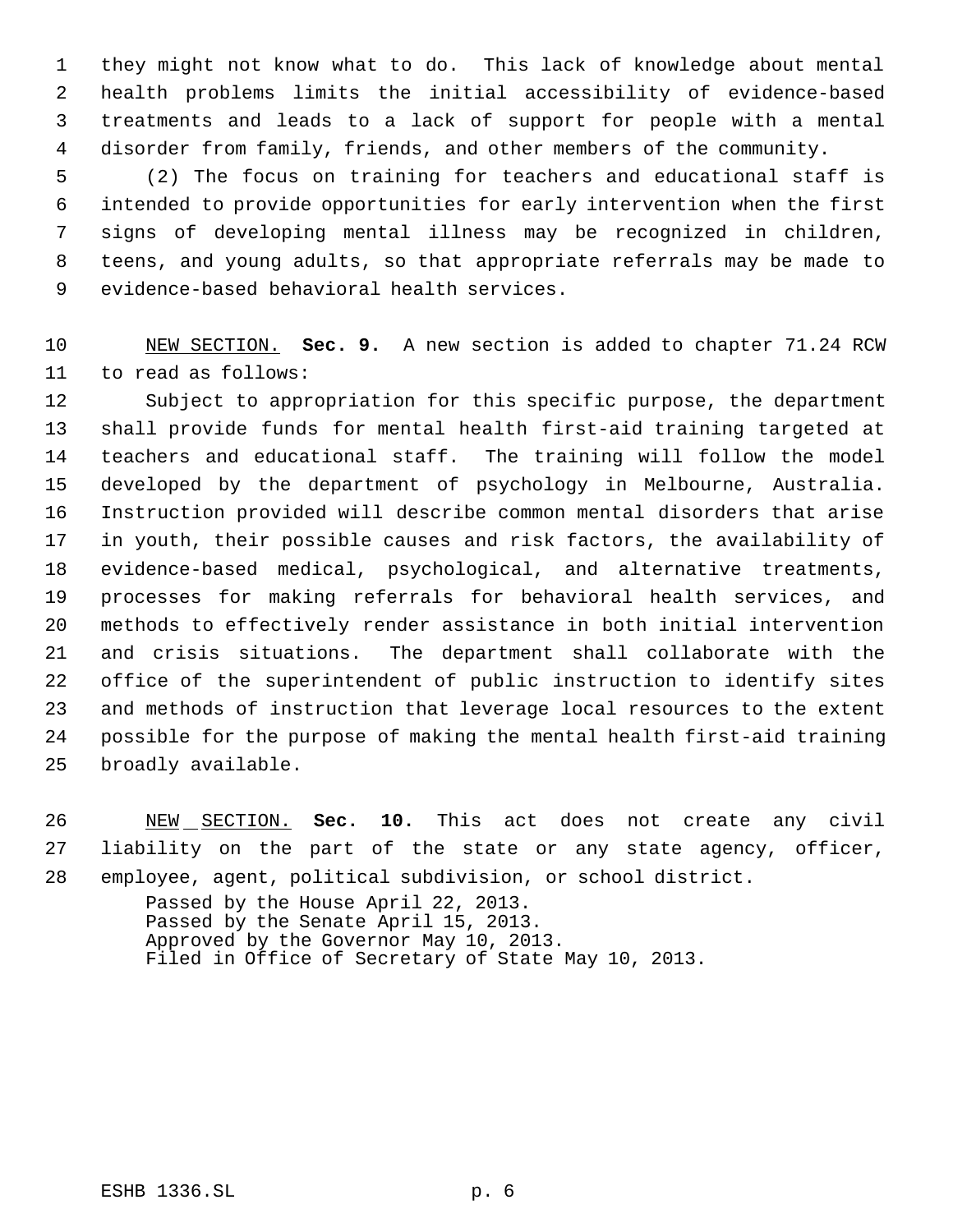they might not know what to do. This lack of knowledge about mental health problems limits the initial accessibility of evidence-based treatments and leads to a lack of support for people with a mental disorder from family, friends, and other members of the community.

(2) The focus on training for teachers and educational staff is intended to provide opportunities for early intervention when the first signs of developing mental illness may be recognized in children, teens, and young adults, so that appropriate referrals may be made to evidence-based behavioral health services.

NEW SECTION. **Sec. 9.** A new section is added to chapter 71.24 RCW to read as follows:

Subject to appropriation for this specific purpose, the department shall provide funds for mental health first-aid training targeted at teachers and educational staff. The training will follow the model developed by the department of psychology in Melbourne, Australia. Instruction provided will describe common mental disorders that arise in youth, their possible causes and risk factors, the availability of evidence-based medical, psychological, and alternative treatments, processes for making referrals for behavioral health services, and methods to effectively render assistance in both initial intervention and crisis situations. The department shall collaborate with the office of the superintendent of public instruction to identify sites and methods of instruction that leverage local resources to the extent possible for the purpose of making the mental health first-aid training broadly available.

NEW SECTION. **Sec. 10.** This act does not create any civil liability on the part of the state or any state agency, officer, employee, agent, political subdivision, or school district.

Passed by the House April 22, 2013.
Passed by the Senate April 15, 2013.
Approved by the Governor May 10, 2013.
Filed in Office of Secretary of State May 10, 2013.